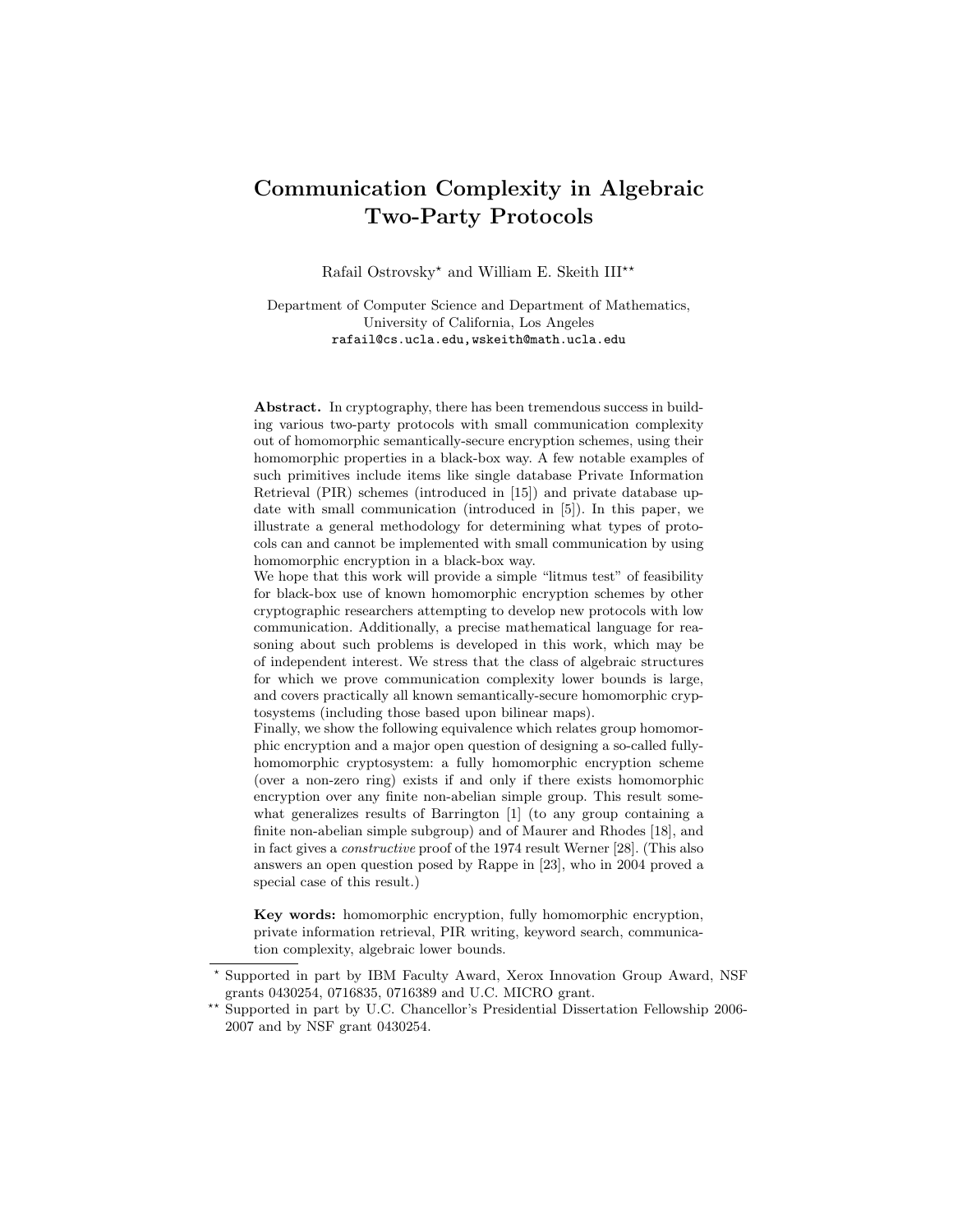# Communication Complexity in Algebraic Two-Party Protocols

Rafail Ostrovsky* and William E. Skeith III**

Department of Computer Science and Department of Mathematics,
University of California, Los Angeles
rafail@cs.ucla.edu,wskeith@math.ucla.edu

**Abstract.** In cryptography, there has been tremendous success in building various two-party protocols with small communication complexity out of homomorphic semantically-secure encryption schemes, using their homomorphic properties in a black-box way. A few notable examples of such primitives include items like single database Private Information Retrieval (PIR) schemes (introduced in [15]) and private database update with small communication (introduced in [5]). In this paper, we illustrate a general methodology for determining what types of protocols can and cannot be implemented with small communication by using homomorphic encryption in a black-box way.

We hope that this work will provide a simple "litmus test" of feasibility for black-box use of known homomorphic encryption schemes by other cryptographic researchers attempting to develop new protocols with low communication. Additionally, a precise mathematical language for reasoning about such problems is developed in this work, which may be of independent interest. We stress that the class of algebraic structures for which we prove communication complexity lower bounds is large, and covers practically all known semantically-secure homomorphic cryptosystems (including those based upon bilinear maps).

Finally, we show the following equivalence which relates group homomorphic encryption and a major open question of designing a so-called fully-homomorphic cryptosystem: a fully homomorphic encryption scheme (over a non-zero ring) exists if and only if there exists homomorphic encryption over any finite non-abelian simple group. This result somewhat generalizes results of Barrington [1] (to any group containing a finite non-abelian simple subgroup) and of Maurer and Rhodes [18], and in fact gives a *constructive* proof of the 1974 result Werner [28]. (This also answers an open question posed by Rappe in [23], who in 2004 proved a special case of this result.)

**Key words:** homomorphic encryption, fully homomorphic encryption, private information retrieval, PIR writing, keyword search, communication complexity, algebraic lower bounds.

---

* Supported in part by IBM Faculty Award, Xerox Innovation Group Award, NSF grants 0430254, 0716835, 0716389 and U.C. MICRO grant.

** Supported in part by U.C. Chancellor's Presidential Dissertation Fellowship 2006-2007 and by NSF grant 0430254.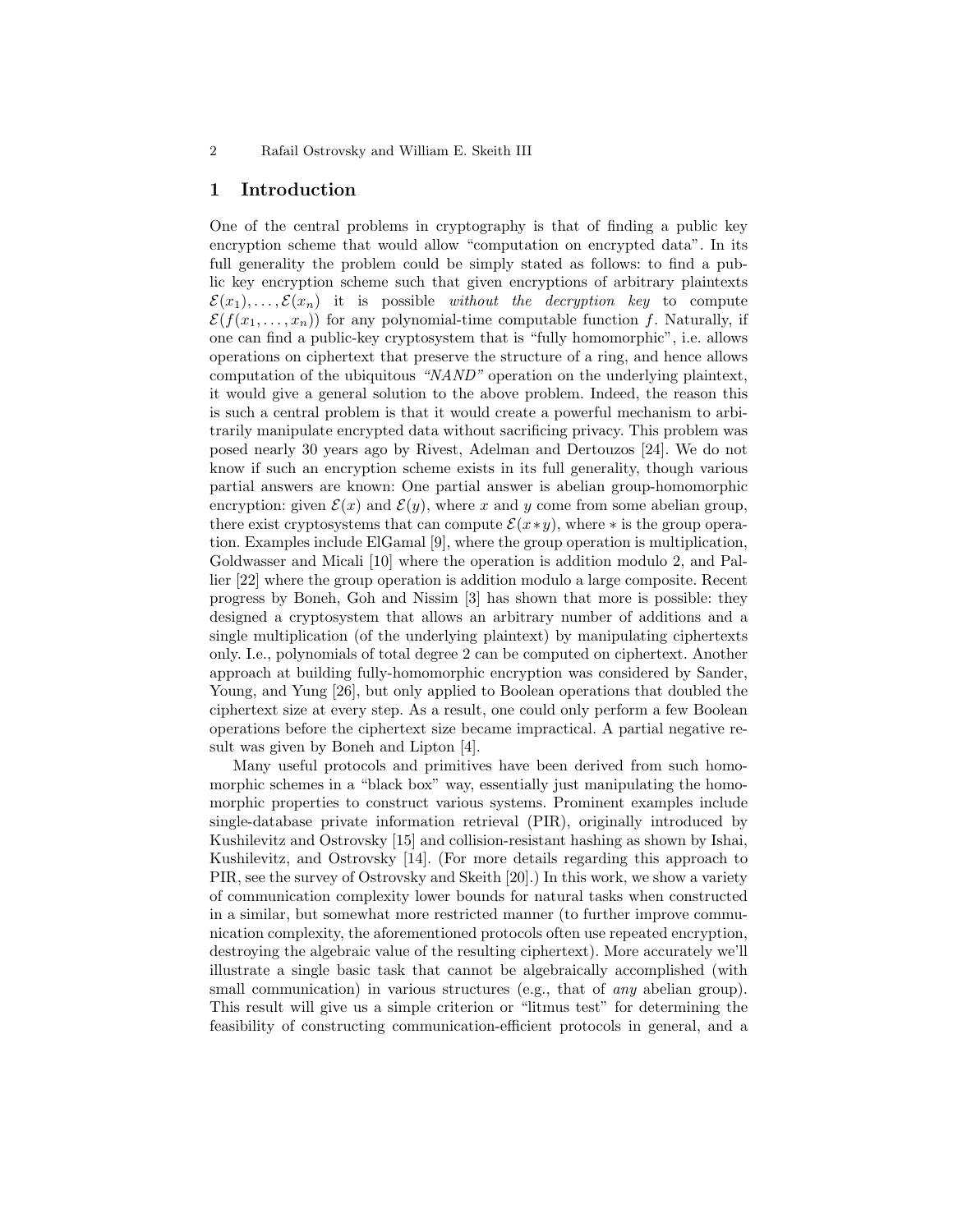## 1 Introduction

One of the central problems in cryptography is that of finding a public key encryption scheme that would allow "computation on encrypted data". In its full generality the problem could be simply stated as follows: to find a public key encryption scheme such that given encryptions of arbitrary plaintexts $\mathcal{E}(x_1), \ldots, \mathcal{E}(x_n)$ it is possible *without the decryption key* to compute $\mathcal{E}(f(x_1, \ldots, x_n))$ for any polynomial-time computable function $f$. Naturally, if one can find a public-key cryptosystem that is "fully homomorphic", i.e. allows operations on ciphertext that preserve the structure of a ring, and hence allows computation of the ubiquitous *"NAND"* operation on the underlying plaintext, it would give a general solution to the above problem. Indeed, the reason this is such a central problem is that it would create a powerful mechanism to arbitrarily manipulate encrypted data without sacrificing privacy. This problem was posed nearly 30 years ago by Rivest, Adelman and Dertouzos [24]. We do not know if such an encryption scheme exists in its full generality, though various partial answers are known: One partial answer is abelian group-homomorphic encryption: given $\mathcal{E}(x)$ and $\mathcal{E}(y)$, where $x$ and $y$ come from some abelian group, there exist cryptosystems that can compute $\mathcal{E}(x * y)$, where $*$ is the group operation. Examples include ElGamal [9], where the group operation is multiplication, Goldwasser and Micali [10] where the operation is addition modulo 2, and Pallier [22] where the group operation is addition modulo a large composite. Recent progress by Boneh, Goh and Nissim [3] has shown that more is possible: they designed a cryptosystem that allows an arbitrary number of additions and a single multiplication (of the underlying plaintext) by manipulating ciphertexts only. I.e., polynomials of total degree 2 can be computed on ciphertext. Another approach at building fully-homomorphic encryption was considered by Sander, Young, and Yung [26], but only applied to Boolean operations that doubled the ciphertext size at every step. As a result, one could only perform a few Boolean operations before the ciphertext size became impractical. A partial negative result was given by Boneh and Lipton [4].

Many useful protocols and primitives have been derived from such homomorphic schemes in a "black box" way, essentially just manipulating the homomorphic properties to construct various systems. Prominent examples include single-database private information retrieval (PIR), originally introduced by Kushilevitz and Ostrovsky [15] and collision-resistant hashing as shown by Ishai, Kushilevitz, and Ostrovsky [14]. (For more details regarding this approach to PIR, see the survey of Ostrovsky and Skeith [20].) In this work, we show a variety of communication complexity lower bounds for natural tasks when constructed in a similar, but somewhat more restricted manner (to further improve communication complexity, the aforementioned protocols often use repeated encryption, destroying the algebraic value of the resulting ciphertext). More accurately we'll illustrate a single basic task that cannot be algebraically accomplished (with small communication) in various structures (e.g., that of *any* abelian group). This result will give us a simple criterion or "litmus test" for determining the feasibility of constructing communication-efficient protocols in general, and a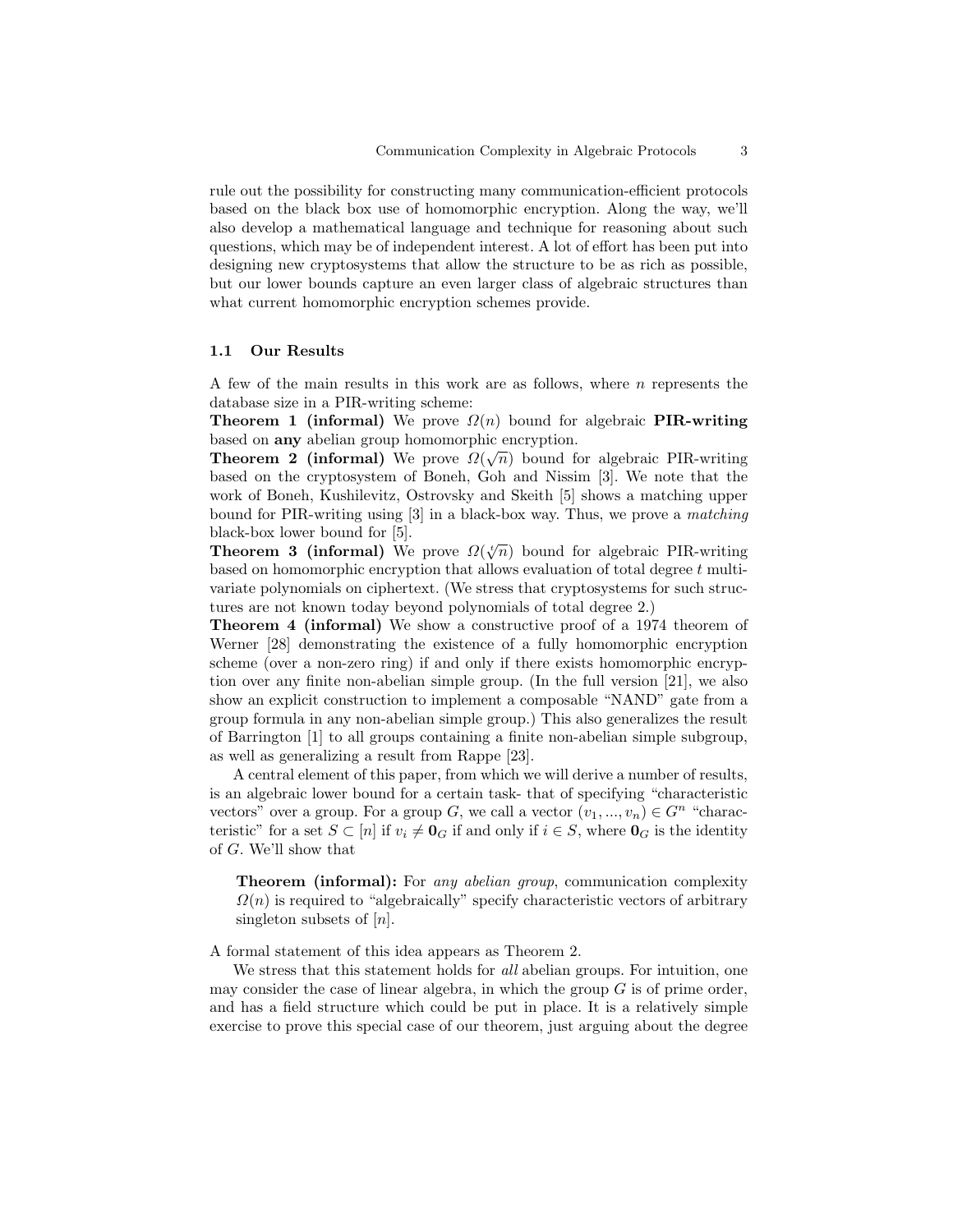rule out the possibility for constructing many communication-efficient protocols based on the black box use of homomorphic encryption. Along the way, we'll also develop a mathematical language and technique for reasoning about such questions, which may be of independent interest. A lot of effort has been put into designing new cryptosystems that allow the structure to be as rich as possible, but our lower bounds capture an even larger class of algebraic structures than what current homomorphic encryption schemes provide.

### 1.1 Our Results

A few of the main results in this work are as follows, where $n$ represents the database size in a PIR-writing scheme:

**Theorem 1 (informal)** We prove $\Omega(n)$ bound for algebraic **PIR-writing** based on **any** abelian group homomorphic encryption.

**Theorem 2 (informal)** We prove $\Omega(\sqrt{n})$ bound for algebraic PIR-writing based on the cryptosystem of Boneh, Goh and Nissim [3]. We note that the work of Boneh, Kushilevitz, Ostrovsky and Skeith [5] shows a matching upper bound for PIR-writing using [3] in a black-box way. Thus, we prove a *matching* black-box lower bound for [5].

**Theorem 3 (informal)** We prove $\Omega(\sqrt[t]{n})$ bound for algebraic PIR-writing based on homomorphic encryption that allows evaluation of total degree $t$ multivariate polynomials on ciphertext. (We stress that cryptosystems for such structures are not known today beyond polynomials of total degree 2.)

**Theorem 4 (informal)** We show a constructive proof of a 1974 theorem of Werner [28] demonstrating the existence of a fully homomorphic encryption scheme (over a non-zero ring) if and only if there exists homomorphic encryption over any finite non-abelian simple group. (In the full version [21], we also show an explicit construction to implement a composable "NAND" gate from a group formula in any non-abelian simple group.) This also generalizes the result of Barrington [1] to all groups containing a finite non-abelian simple subgroup, as well as generalizing a result from Rappe [23].

A central element of this paper, from which we will derive a number of results, is an algebraic lower bound for a certain task- that of specifying "characteristic vectors" over a group. For a group $G$, we call a vector $(v_1, ..., v_n) \in G^n$ "characteristic" for a set $S \subset [n]$ if $v_i \neq \mathbf{0}_G$ if and only if $i \in S$, where $\mathbf{0}_G$ is the identity of $G$. We'll show that

> **Theorem (informal):** For *any abelian group*, communication complexity $\Omega(n)$ is required to "algebraically" specify characteristic vectors of arbitrary singleton subsets of $[n]$.

A formal statement of this idea appears as Theorem 2.

We stress that this statement holds for *all* abelian groups. For intuition, one may consider the case of linear algebra, in which the group $G$ is of prime order, and has a field structure which could be put in place. It is a relatively simple exercise to prove this special case of our theorem, just arguing about the degree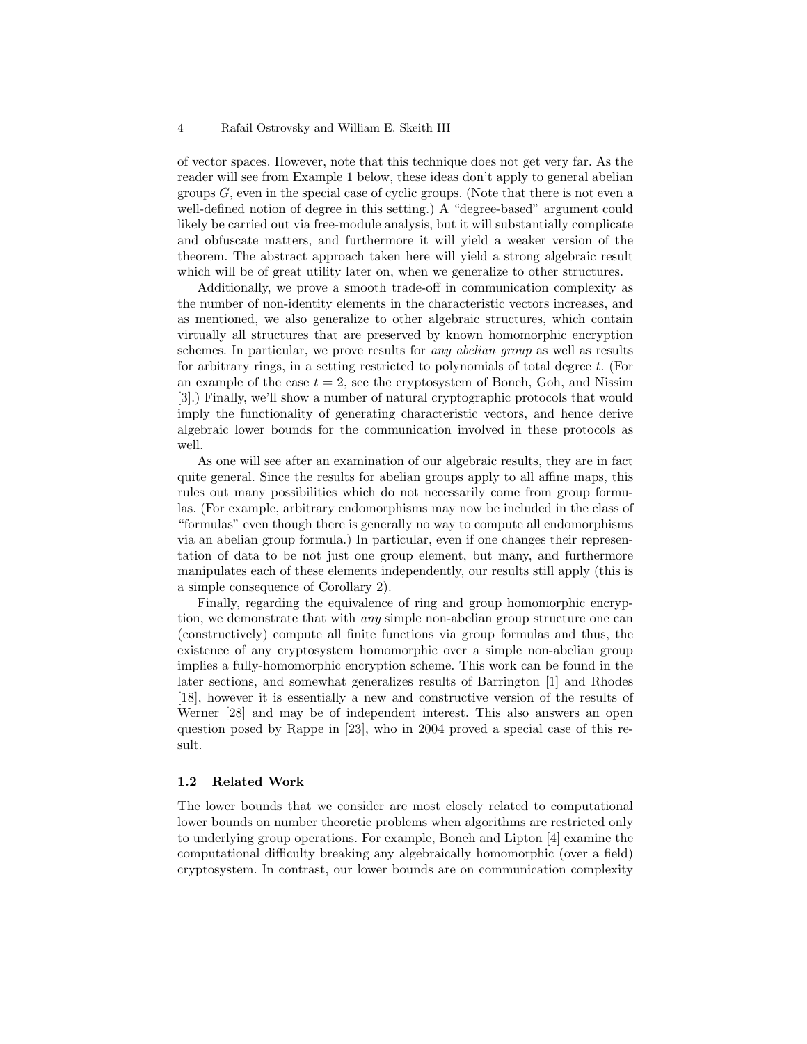of vector spaces. However, note that this technique does not get very far. As the reader will see from Example 1 below, these ideas don't apply to general abelian groups $G$, even in the special case of cyclic groups. (Note that there is not even a well-defined notion of degree in this setting.) A "degree-based" argument could likely be carried out via free-module analysis, but it will substantially complicate and obfuscate matters, and furthermore it will yield a weaker version of the theorem. The abstract approach taken here will yield a strong algebraic result which will be of great utility later on, when we generalize to other structures.

Additionally, we prove a smooth trade-off in communication complexity as the number of non-identity elements in the characteristic vectors increases, and as mentioned, we also generalize to other algebraic structures, which contain virtually all structures that are preserved by known homomorphic encryption schemes. In particular, we prove results for *any abelian group* as well as results for arbitrary rings, in a setting restricted to polynomials of total degree $t$. (For an example of the case $t = 2$, see the cryptosystem of Boneh, Goh, and Nissim [3].) Finally, we'll show a number of natural cryptographic protocols that would imply the functionality of generating characteristic vectors, and hence derive algebraic lower bounds for the communication involved in these protocols as well.

As one will see after an examination of our algebraic results, they are in fact quite general. Since the results for abelian groups apply to all affine maps, this rules out many possibilities which do not necessarily come from group formulas. (For example, arbitrary endomorphisms may now be included in the class of "formulas" even though there is generally no way to compute all endomorphisms via an abelian group formula.) In particular, even if one changes their representation of data to be not just one group element, but many, and furthermore manipulates each of these elements independently, our results still apply (this is a simple consequence of Corollary 2).

Finally, regarding the equivalence of ring and group homomorphic encryption, we demonstrate that with *any* simple non-abelian group structure one can (constructively) compute all finite functions via group formulas and thus, the existence of any cryptosystem homomorphic over a simple non-abelian group implies a fully-homomorphic encryption scheme. This work can be found in the later sections, and somewhat generalizes results of Barrington [1] and Rhodes [18], however it is essentially a new and constructive version of the results of Werner [28] and may be of independent interest. This also answers an open question posed by Rappe in [23], who in 2004 proved a special case of this result.

### 1.2 Related Work

The lower bounds that we consider are most closely related to computational lower bounds on number theoretic problems when algorithms are restricted only to underlying group operations. For example, Boneh and Lipton [4] examine the computational difficulty breaking any algebraically homomorphic (over a field) cryptosystem. In contrast, our lower bounds are on communication complexity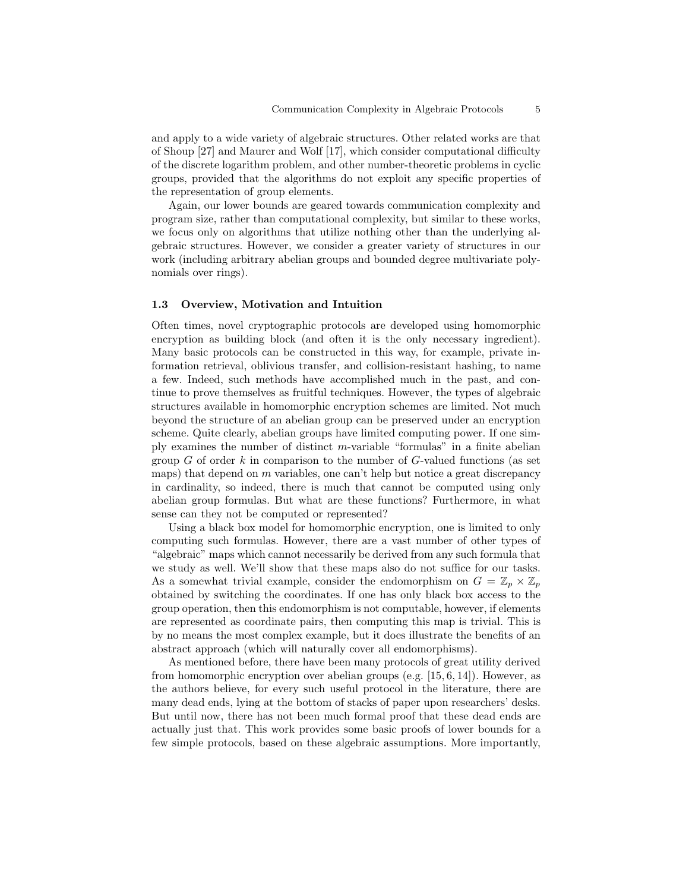and apply to a wide variety of algebraic structures. Other related works are that of Shoup [27] and Maurer and Wolf [17], which consider computational difficulty of the discrete logarithm problem, and other number-theoretic problems in cyclic groups, provided that the algorithms do not exploit any specific properties of the representation of group elements.

Again, our lower bounds are geared towards communication complexity and program size, rather than computational complexity, but similar to these works, we focus only on algorithms that utilize nothing other than the underlying algebraic structures. However, we consider a greater variety of structures in our work (including arbitrary abelian groups and bounded degree multivariate polynomials over rings).

### 1.3 Overview, Motivation and Intuition

Often times, novel cryptographic protocols are developed using homomorphic encryption as building block (and often it is the only necessary ingredient). Many basic protocols can be constructed in this way, for example, private information retrieval, oblivious transfer, and collision-resistant hashing, to name a few. Indeed, such methods have accomplished much in the past, and continue to prove themselves as fruitful techniques. However, the types of algebraic structures available in homomorphic encryption schemes are limited. Not much beyond the structure of an abelian group can be preserved under an encryption scheme. Quite clearly, abelian groups have limited computing power. If one simply examines the number of distinct $m$-variable "formulas" in a finite abelian group $G$ of order $k$ in comparison to the number of $G$-valued functions (as set maps) that depend on $m$ variables, one can't help but notice a great discrepancy in cardinality, so indeed, there is much that cannot be computed using only abelian group formulas. But what are these functions? Furthermore, in what sense can they not be computed or represented?

Using a black box model for homomorphic encryption, one is limited to only computing such formulas. However, there are a vast number of other types of "algebraic" maps which cannot necessarily be derived from any such formula that we study as well. We'll show that these maps also do not suffice for our tasks. As a somewhat trivial example, consider the endomorphism on $G = \mathbb{Z}_p \times \mathbb{Z}_p$ obtained by switching the coordinates. If one has only black box access to the group operation, then this endomorphism is not computable, however, if elements are represented as coordinate pairs, then computing this map is trivial. This is by no means the most complex example, but it does illustrate the benefits of an abstract approach (which will naturally cover all endomorphisms).

As mentioned before, there have been many protocols of great utility derived from homomorphic encryption over abelian groups (e.g. [15, 6, 14]). However, as the authors believe, for every such useful protocol in the literature, there are many dead ends, lying at the bottom of stacks of paper upon researchers' desks. But until now, there has not been much formal proof that these dead ends are actually just that. This work provides some basic proofs of lower bounds for a few simple protocols, based on these algebraic assumptions. More importantly,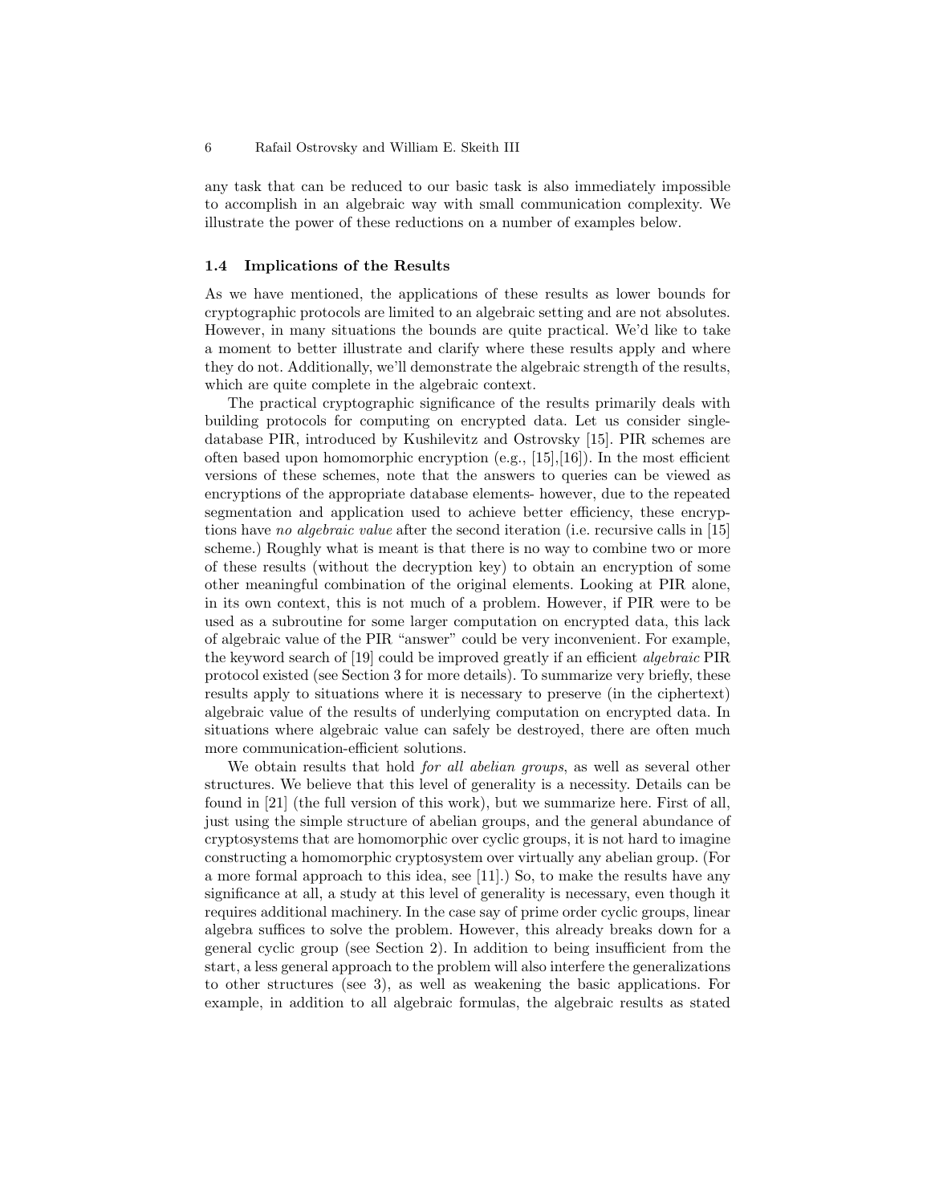any task that can be reduced to our basic task is also immediately impossible to accomplish in an algebraic way with small communication complexity. We illustrate the power of these reductions on a number of examples below.

### 1.4 Implications of the Results

As we have mentioned, the applications of these results as lower bounds for cryptographic protocols are limited to an algebraic setting and are not absolutes. However, in many situations the bounds are quite practical. We'd like to take a moment to better illustrate and clarify where these results apply and where they do not. Additionally, we'll demonstrate the algebraic strength of the results, which are quite complete in the algebraic context.

The practical cryptographic significance of the results primarily deals with building protocols for computing on encrypted data. Let us consider single-database PIR, introduced by Kushilevitz and Ostrovsky [15]. PIR schemes are often based upon homomorphic encryption (e.g., [15],[16]). In the most efficient versions of these schemes, note that the answers to queries can be viewed as encryptions of the appropriate database elements- however, due to the repeated segmentation and application used to achieve better efficiency, these encryptions have *no algebraic value* after the second iteration (i.e. recursive calls in [15] scheme.) Roughly what is meant is that there is no way to combine two or more of these results (without the decryption key) to obtain an encryption of some other meaningful combination of the original elements. Looking at PIR alone, in its own context, this is not much of a problem. However, if PIR were to be used as a subroutine for some larger computation on encrypted data, this lack of algebraic value of the PIR "answer" could be very inconvenient. For example, the keyword search of [19] could be improved greatly if an efficient *algebraic* PIR protocol existed (see Section 3 for more details). To summarize very briefly, these results apply to situations where it is necessary to preserve (in the ciphertext) algebraic value of the results of underlying computation on encrypted data. In situations where algebraic value can safely be destroyed, there are often much more communication-efficient solutions.

We obtain results that hold *for all abelian groups*, as well as several other structures. We believe that this level of generality is a necessity. Details can be found in [21] (the full version of this work), but we summarize here. First of all, just using the simple structure of abelian groups, and the general abundance of cryptosystems that are homomorphic over cyclic groups, it is not hard to imagine constructing a homomorphic cryptosystem over virtually any abelian group. (For a more formal approach to this idea, see [11].) So, to make the results have any significance at all, a study at this level of generality is necessary, even though it requires additional machinery. In the case say of prime order cyclic groups, linear algebra suffices to solve the problem. However, this already breaks down for a general cyclic group (see Section 2). In addition to being insufficient from the start, a less general approach to the problem will also interfere the generalizations to other structures (see 3), as well as weakening the basic applications. For example, in addition to all algebraic formulas, the algebraic results as stated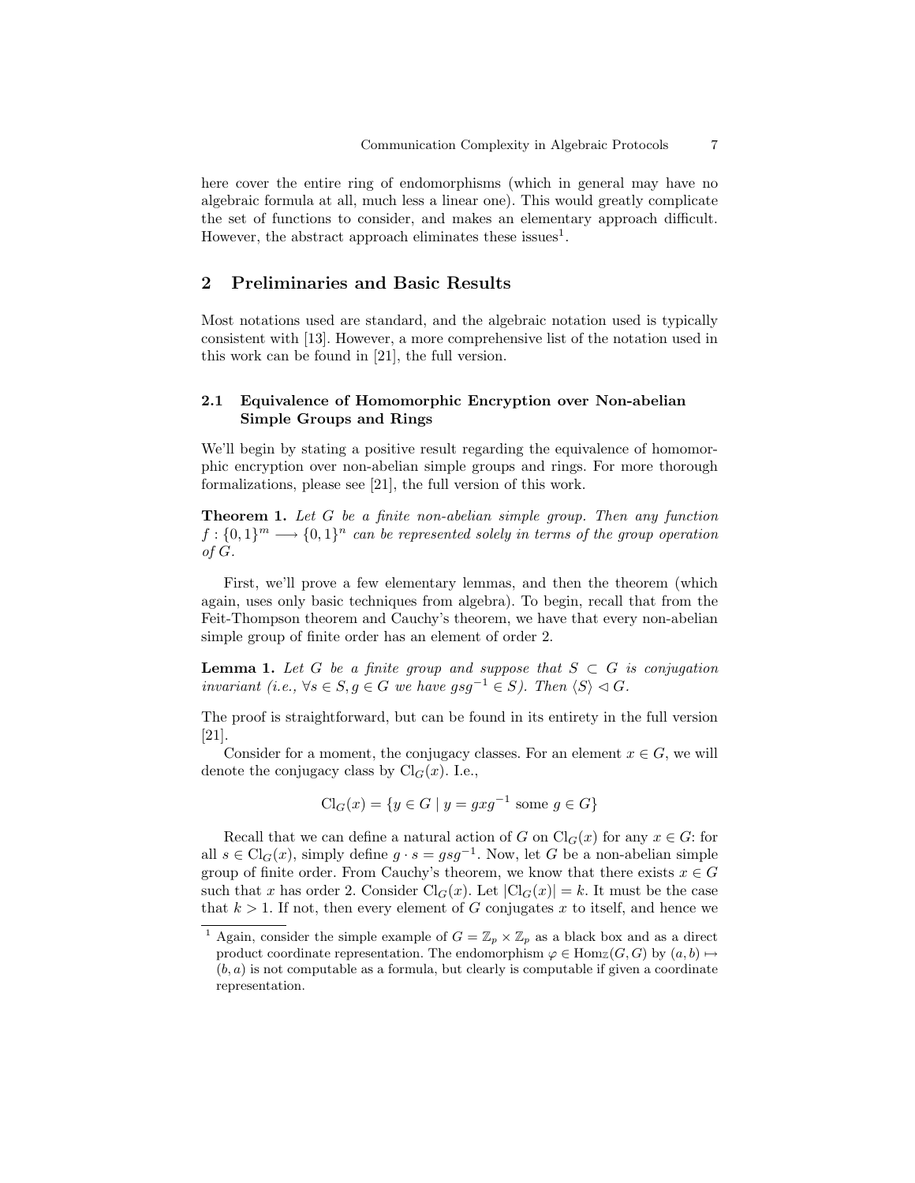here cover the entire ring of endomorphisms (which in general may have no algebraic formula at all, much less a linear one). This would greatly complicate the set of functions to consider, and makes an elementary approach difficult. However, the abstract approach eliminates these issues[1].

## 2 Preliminaries and Basic Results

Most notations used are standard, and the algebraic notation used is typically consistent with [13]. However, a more comprehensive list of the notation used in this work can be found in [21], the full version.

### 2.1 Equivalence of Homomorphic Encryption over Non-abelian Simple Groups and Rings

We'll begin by stating a positive result regarding the equivalence of homomorphic encryption over non-abelian simple groups and rings. For more thorough formalizations, please see [21], the full version of this work.

**Theorem 1.** *Let $G$ be a finite non-abelian simple group. Then any function $f : \{0,1\}^m \longrightarrow \{0,1\}^n$ can be represented solely in terms of the group operation of $G$.*

First, we'll prove a few elementary lemmas, and then the theorem (which again, uses only basic techniques from algebra). To begin, recall that from the Feit-Thompson theorem and Cauchy's theorem, we have that every non-abelian simple group of finite order has an element of order 2.

**Lemma 1.** *Let $G$ be a finite group and suppose that $S \subset G$ is conjugation invariant (i.e., $\forall s \in S, g \in G$ we have $gsg^{-1} \in S$). Then $\langle S \rangle \lhd G$.*

The proof is straightforward, but can be found in its entirety in the full version [21].

Consider for a moment, the conjugacy classes. For an element $x \in G$, we will denote the conjugacy class by $\mathrm{Cl}_G(x)$. I.e.,

$$\mathrm{Cl}_G(x) = \{y \in G \mid y = gxg^{-1} \text{ some } g \in G\}$$

Recall that we can define a natural action of $G$ on $\mathrm{Cl}_G(x)$ for any $x \in G$: for all $s \in \mathrm{Cl}_G(x)$, simply define $g \cdot s = gsg^{-1}$. Now, let $G$ be a non-abelian simple group of finite order. From Cauchy's theorem, we know that there exists $x \in G$ such that $x$ has order 2. Consider $\mathrm{Cl}_G(x)$. Let $|\mathrm{Cl}_G(x)| = k$. It must be the case that $k > 1$. If not, then every element of $G$ conjugates $x$ to itself, and hence we

[1] Again, consider the simple example of $G = \mathbb{Z}_p \times \mathbb{Z}_p$ as a black box and as a direct product coordinate representation. The endomorphism $\varphi \in \mathrm{Hom}_{\mathbb{Z}}(G, G)$ by $(a, b) \mapsto (b, a)$ is not computable as a formula, but clearly is computable if given a coordinate representation.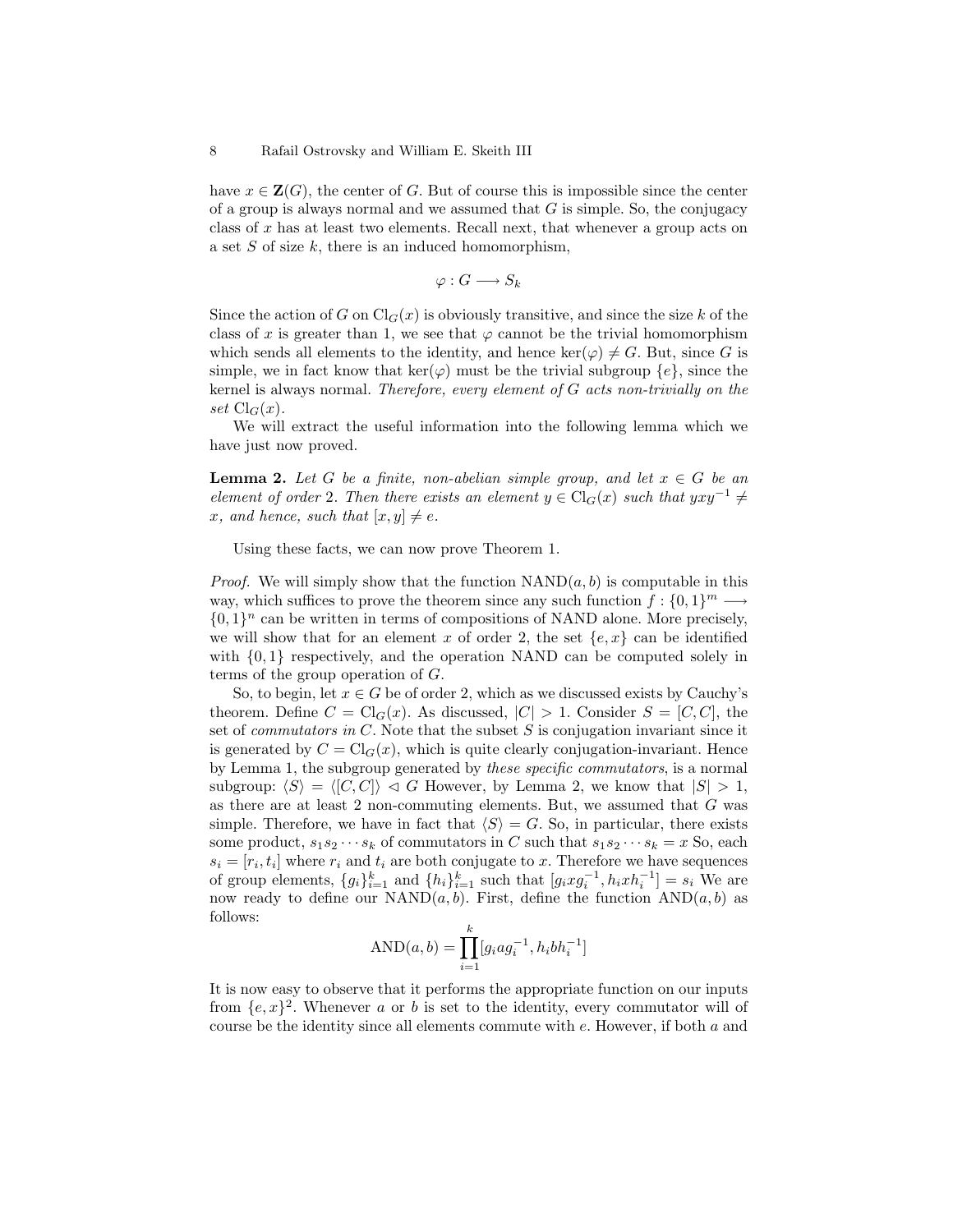have $x \in \mathbf{Z}(G)$, the center of $G$. But of course this is impossible since the center of a group is always normal and we assumed that $G$ is simple. So, the conjugacy class of $x$ has at least two elements. Recall next, that whenever a group acts on a set $S$ of size $k$, there is an induced homomorphism,

$$\varphi : G \longrightarrow S_k$$

Since the action of $G$ on $\mathrm{Cl}_G(x)$ is obviously transitive, and since the size $k$ of the class of $x$ is greater than 1, we see that $\varphi$ cannot be the trivial homomorphism which sends all elements to the identity, and hence $\ker(\varphi) \neq G$. But, since $G$ is simple, we in fact know that $\ker(\varphi)$ must be the trivial subgroup $\{e\}$, since the kernel is always normal. *Therefore, every element of $G$ acts non-trivially on the set $\mathrm{Cl}_G(x)$.*

We will extract the useful information into the following lemma which we have just now proved.

**Lemma 2.** *Let $G$ be a finite, non-abelian simple group, and let $x \in G$ be an element of order 2. Then there exists an element $y \in \mathrm{Cl}_G(x)$ such that $yxy^{-1} \neq x$, and hence, such that $[x, y] \neq e$.*

Using these facts, we can now prove Theorem 1.

*Proof.* We will simply show that the function $\mathrm{NAND}(a, b)$ is computable in this way, which suffices to prove the theorem since any such function $f : \{0,1\}^m \longrightarrow \{0,1\}^n$ can be written in terms of compositions of NAND alone. More precisely, we will show that for an element $x$ of order 2, the set $\{e, x\}$ can be identified with $\{0, 1\}$ respectively, and the operation NAND can be computed solely in terms of the group operation of $G$.

So, to begin, let $x \in G$ be of order 2, which as we discussed exists by Cauchy's theorem. Define $C = \mathrm{Cl}_G(x)$. As discussed, $|C| > 1$. Consider $S = [C, C]$, the set of *commutators in* $C$. Note that the subset $S$ is conjugation invariant since it is generated by $C = \mathrm{Cl}_G(x)$, which is quite clearly conjugation-invariant. Hence by Lemma 1, the subgroup generated by *these specific commutators*, is a normal subgroup: $\langle S \rangle = \langle [C, C] \rangle \lhd G$ However, by Lemma 2, we know that $|S| > 1$, as there are at least 2 non-commuting elements. But, we assumed that $G$ was simple. Therefore, we have in fact that $\langle S \rangle = G$. So, in particular, there exists some product, $s_1 s_2 \cdots s_k$ of commutators in $C$ such that $s_1 s_2 \cdots s_k = x$ So, each $s_i = [r_i, t_i]$ where $r_i$ and $t_i$ are both conjugate to $x$. Therefore we have sequences of group elements, $\{g_i\}_{i=1}^k$ and $\{h_i\}_{i=1}^k$ such that $[g_i x g_i^{-1}, h_i x h_i^{-1}] = s_i$ We are now ready to define our $\mathrm{NAND}(a, b)$. First, define the function $\mathrm{AND}(a, b)$ as follows:

$$\mathrm{AND}(a, b) = \prod_{i=1}^{k} [g_i a g_i^{-1}, h_i b h_i^{-1}]$$

It is now easy to observe that it performs the appropriate function on our inputs from $\{e, x\}^2$. Whenever $a$ or $b$ is set to the identity, every commutator will of course be the identity since all elements commute with $e$. However, if both $a$ and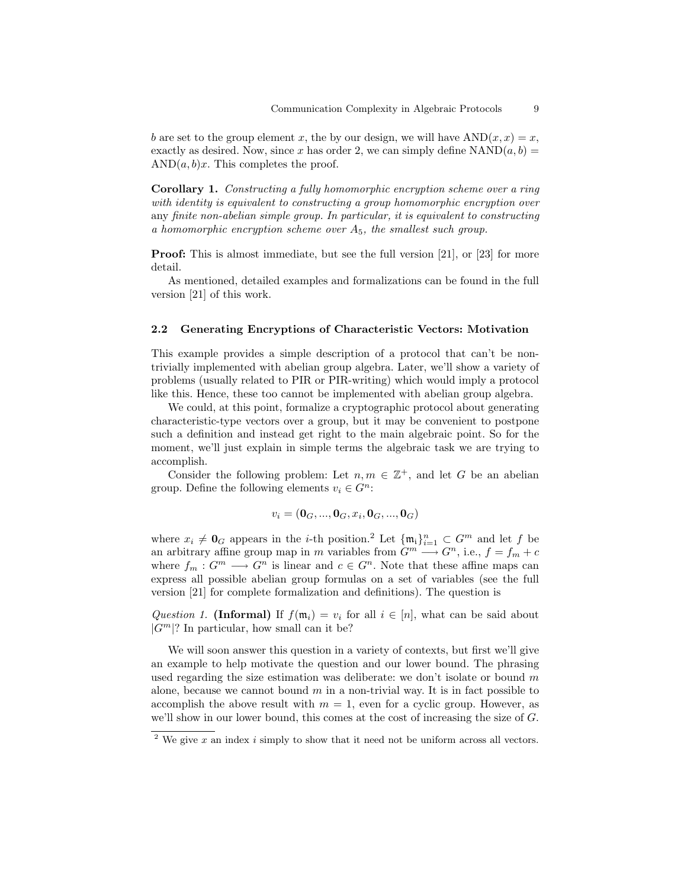$b$ are set to the group element $x$, the by our design, we will have $\mathrm{AND}(x, x) = x$, exactly as desired. Now, since $x$ has order 2, we can simply define $\mathrm{NAND}(a, b) = \mathrm{AND}(a, b)x$. This completes the proof.

**Corollary 1.** *Constructing a fully homomorphic encryption scheme over a ring with identity is equivalent to constructing a group homomorphic encryption over* any *finite non-abelian simple group. In particular, it is equivalent to constructing a homomorphic encryption scheme over $A_5$, the smallest such group.*

**Proof:** This is almost immediate, but see the full version [21], or [23] for more detail.

As mentioned, detailed examples and formalizations can be found in the full version [21] of this work.

### 2.2 Generating Encryptions of Characteristic Vectors: Motivation

This example provides a simple description of a protocol that can't be non-trivially implemented with abelian group algebra. Later, we'll show a variety of problems (usually related to PIR or PIR-writing) which would imply a protocol like this. Hence, these too cannot be implemented with abelian group algebra.

We could, at this point, formalize a cryptographic protocol about generating characteristic-type vectors over a group, but it may be convenient to postpone such a definition and instead get right to the main algebraic point. So for the moment, we'll just explain in simple terms the algebraic task we are trying to accomplish.

Consider the following problem: Let $n, m \in \mathbb{Z}^+$, and let $G$ be an abelian group. Define the following elements $v_i \in G^n$:

$$v_i = (\mathbf{0}_G, ..., \mathbf{0}_G, x_i, \mathbf{0}_G, ..., \mathbf{0}_G)$$

where $x_i \neq \mathbf{0}_G$ appears in the $i$-th position.[2] Let $\{\mathfrak{m}_i\}_{i=1}^n \subset G^m$ and let $f$ be an arbitrary affine group map in $m$ variables from $G^m \longrightarrow G^n$, i.e., $f = f_m + c$ where $f_m : G^m \longrightarrow G^n$ is linear and $c \in G^n$. Note that these affine maps can express all possible abelian group formulas on a set of variables (see the full version [21] for complete formalization and definitions). The question is

*Question 1.* **(Informal)** If $f(\mathfrak{m}_i) = v_i$ for all $i \in [n]$, what can be said about $|G^m|$? In particular, how small can it be?

We will soon answer this question in a variety of contexts, but first we'll give an example to help motivate the question and our lower bound. The phrasing used regarding the size estimation was deliberate: we don't isolate or bound $m$ alone, because we cannot bound $m$ in a non-trivial way. It is in fact possible to accomplish the above result with $m = 1$, even for a cyclic group. However, as we'll show in our lower bound, this comes at the cost of increasing the size of $G$.

[2] We give $x$ an index $i$ simply to show that it need not be uniform across all vectors.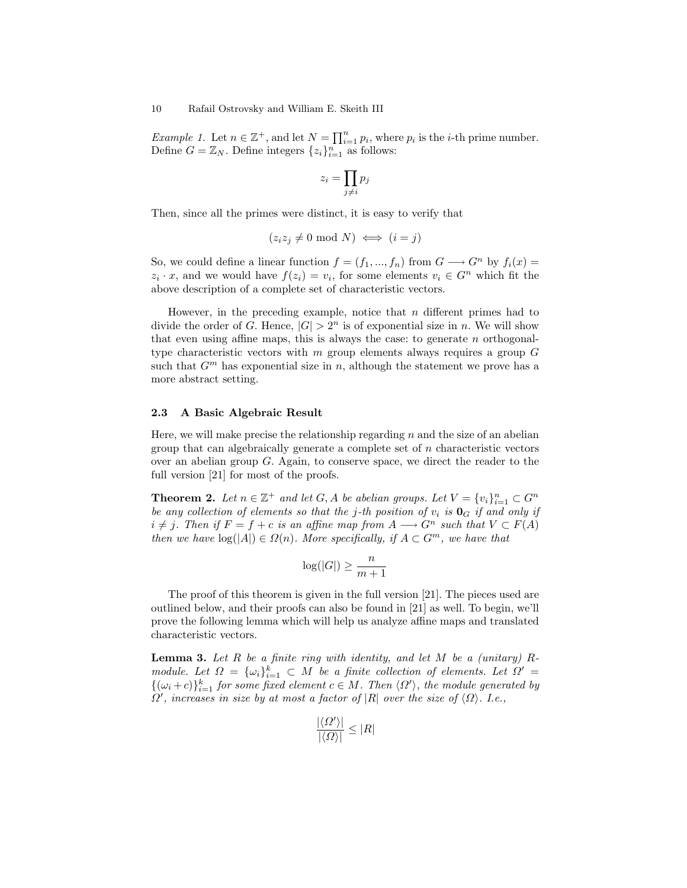*Example 1.* Let $n \in \mathbb{Z}^+$, and let $N = \prod_{i=1}^{n} p_i$, where $p_i$ is the $i$-th prime number. Define $G = \mathbb{Z}_N$. Define integers $\{z_i\}_{i=1}^n$ as follows:

$$z_i = \prod_{j \neq i} p_j$$

Then, since all the primes were distinct, it is easy to verify that

$$(z_i z_j \neq 0 \bmod N) \iff (i = j)$$

So, we could define a linear function $f = (f_1, ..., f_n)$ from $G \longrightarrow G^n$ by $f_i(x) = z_i \cdot x$, and we would have $f(z_i) = v_i$, for some elements $v_i \in G^n$ which fit the above description of a complete set of characteristic vectors.

However, in the preceding example, notice that $n$ different primes had to divide the order of $G$. Hence, $|G| > 2^n$ is of exponential size in $n$. We will show that even using affine maps, this is always the case: to generate $n$ orthogonal-type characteristic vectors with $m$ group elements always requires a group $G$ such that $G^m$ has exponential size in $n$, although the statement we prove has a more abstract setting.

### 2.3 A Basic Algebraic Result

Here, we will make precise the relationship regarding $n$ and the size of an abelian group that can algebraically generate a complete set of $n$ characteristic vectors over an abelian group $G$. Again, to conserve space, we direct the reader to the full version [21] for most of the proofs.

**Theorem 2.** *Let $n \in \mathbb{Z}^+$ and let $G, A$ be abelian groups. Let $V = \{v_i\}_{i=1}^n \subset G^n$ be any collection of elements so that the $j$-th position of $v_i$ is $\mathbf{0}_G$ if and only if $i \neq j$. Then if $F = f + c$ is an affine map from $A \longrightarrow G^n$ such that $V \subset F(A)$ then we have $\log(|A|) \in \Omega(n)$. More specifically, if $A \subset G^m$, we have that*

$$\log(|G|) \geq \frac{n}{m+1}$$

The proof of this theorem is given in the full version [21]. The pieces used are outlined below, and their proofs can also be found in [21] as well. To begin, we'll prove the following lemma which will help us analyze affine maps and translated characteristic vectors.

**Lemma 3.** *Let $R$ be a finite ring with identity, and let $M$ be a (unitary) $R$-module. Let $\Omega = \{\omega_i\}_{i=1}^k \subset M$ be a finite collection of elements. Let $\Omega' = \{(\omega_i + c)\}_{i=1}^k$ for some fixed element $c \in M$. Then $\langle \Omega' \rangle$, the module generated by $\Omega'$, increases in size by at most a factor of $|R|$ over the size of $\langle \Omega \rangle$. I.e.,*

$$\frac{|\langle \Omega' \rangle|}{|\langle \Omega \rangle|} \leq |R|$$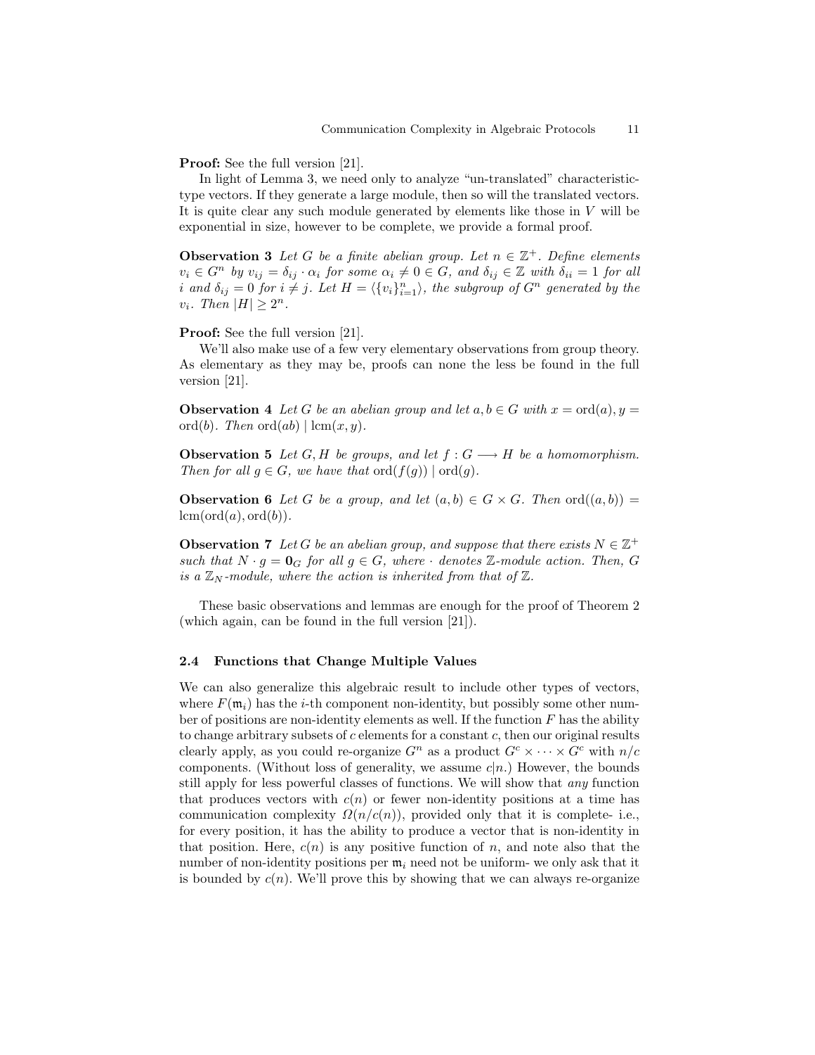**Proof:** See the full version [21].

In light of Lemma 3, we need only to analyze "un-translated" characteristic-type vectors. If they generate a large module, then so will the translated vectors. It is quite clear any such module generated by elements like those in $V$ will be exponential in size, however to be complete, we provide a formal proof.

**Observation 3** *Let $G$ be a finite abelian group. Let $n \in \mathbb{Z}^+$. Define elements $v_i \in G^n$ by $v_{ij} = \delta_{ij} \cdot \alpha_i$ for some $\alpha_i \neq 0 \in G$, and $\delta_{ij} \in \mathbb{Z}$ with $\delta_{ii} = 1$ for all $i$ and $\delta_{ij} = 0$ for $i \neq j$. Let $H = \langle \{v_i\}_{i=1}^n \rangle$, the subgroup of $G^n$ generated by the $v_i$. Then $|H| \geq 2^n$.*

**Proof:** See the full version [21].

We'll also make use of a few very elementary observations from group theory. As elementary as they may be, proofs can none the less be found in the full version [21].

**Observation 4** *Let $G$ be an abelian group and let $a, b \in G$ with $x = \mathrm{ord}(a), y = \mathrm{ord}(b)$. Then $\mathrm{ord}(ab) \mid \mathrm{lcm}(x, y)$.*

**Observation 5** *Let $G, H$ be groups, and let $f : G \longrightarrow H$ be a homomorphism. Then for all $g \in G$, we have that $\mathrm{ord}(f(g)) \mid \mathrm{ord}(g)$.*

**Observation 6** *Let $G$ be a group, and let $(a, b) \in G \times G$. Then $\mathrm{ord}((a, b)) = \mathrm{lcm}(\mathrm{ord}(a), \mathrm{ord}(b))$.*

**Observation 7** *Let $G$ be an abelian group, and suppose that there exists $N \in \mathbb{Z}^+$ such that $N \cdot g = \mathbf{0}_G$ for all $g \in G$, where $\cdot$ denotes $\mathbb{Z}$-module action. Then, $G$ is a $\mathbb{Z}_N$-module, where the action is inherited from that of $\mathbb{Z}$.*

These basic observations and lemmas are enough for the proof of Theorem 2 (which again, can be found in the full version [21]).

### 2.4 Functions that Change Multiple Values

We can also generalize this algebraic result to include other types of vectors, where $F(\mathfrak{m}_i)$ has the $i$-th component non-identity, but possibly some other number of positions are non-identity elements as well. If the function $F$ has the ability to change arbitrary subsets of $c$ elements for a constant $c$, then our original results clearly apply, as you could re-organize $G^n$ as a product $G^c \times \cdots \times G^c$ with $n/c$ components. (Without loss of generality, we assume $c|n$.) However, the bounds still apply for less powerful classes of functions. We will show that *any* function that produces vectors with $c(n)$ or fewer non-identity positions at a time has communication complexity $\Omega(n/c(n))$, provided only that it is complete- i.e., for every position, it has the ability to produce a vector that is non-identity in that position. Here, $c(n)$ is any positive function of $n$, and note also that the number of non-identity positions per $\mathfrak{m}_i$ need not be uniform- we only ask that it is bounded by $c(n)$. We'll prove this by showing that we can always re-organize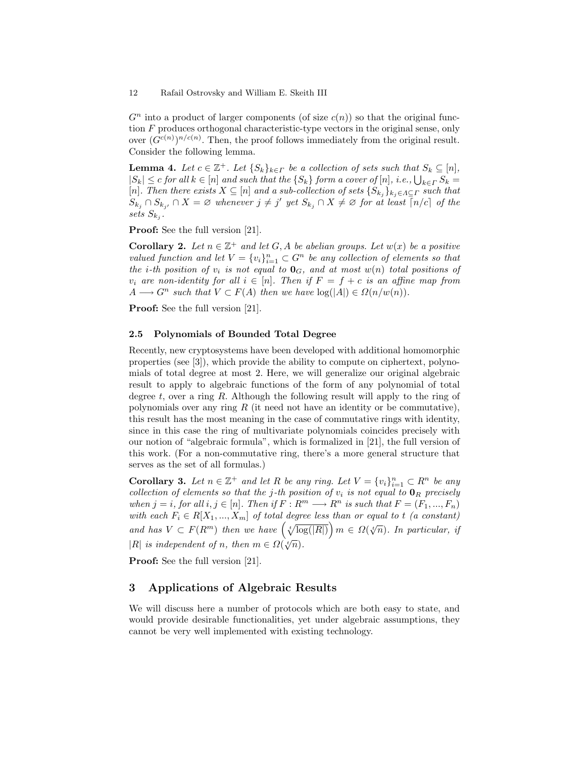$G^n$ into a product of larger components (of size $c(n)$) so that the original function $F$ produces orthogonal characteristic-type vectors in the original sense, only over $(G^{c(n)})^{n/c(n)}$. Then, the proof follows immediately from the original result. Consider the following lemma.

**Lemma 4.** *Let $c \in \mathbb{Z}^+$. Let $\{S_k\}_{k\in\Gamma}$ be a collection of sets such that $S_k \subseteq [n]$, $|S_k| \leq c$ for all $k \in [n]$ and such that the $\{S_k\}$ form a cover of $[n]$, i.e., $\bigcup_{k\in\Gamma} S_k = [n]$. Then there exists $X \subseteq [n]$ and a sub-collection of sets $\{S_{k_j}\}_{k_j\in\Lambda\subseteq\Gamma}$ such that $S_{k_j} \cap S_{k_{j'}} \cap X = \varnothing$ whenever $j \neq j'$ yet $S_{k_j} \cap X \neq \varnothing$ for at least $\lceil n/c \rceil$ of the sets $S_{k_j}$.*

**Proof:** See the full version [21].

**Corollary 2.** *Let $n \in \mathbb{Z}^+$ and let $G, A$ be abelian groups. Let $w(x)$ be a positive valued function and let $V = \{v_i\}_{i=1}^n \subset G^n$ be any collection of elements so that the $i$-th position of $v_i$ is not equal to $\mathbf{0}_G$, and at most $w(n)$ total positions of $v_i$ are non-identity for all $i \in [n]$. Then if $F = f + c$ is an affine map from $A \longrightarrow G^n$ such that $V \subset F(A)$ then we have $\log(|A|) \in \Omega(n/w(n))$.*

**Proof:** See the full version [21].

### 2.5 Polynomials of Bounded Total Degree

Recently, new cryptosystems have been developed with additional homomorphic properties (see [3]), which provide the ability to compute on ciphertext, polynomials of total degree at most 2. Here, we will generalize our original algebraic result to apply to algebraic functions of the form of any polynomial of total degree $t$, over a ring $R$. Although the following result will apply to the ring of polynomials over any ring $R$ (it need not have an identity or be commutative), this result has the most meaning in the case of commutative rings with identity, since in this case the ring of multivariate polynomials coincides precisely with our notion of "algebraic formula", which is formalized in [21], the full version of this work. (For a non-commutative ring, there's a more general structure that serves as the set of all formulas.)

**Corollary 3.** *Let $n \in \mathbb{Z}^+$ and let $R$ be any ring. Let $V = \{v_i\}_{i=1}^n \subset R^n$ be any collection of elements so that the $j$-th position of $v_i$ is not equal to $\mathbf{0}_R$ precisely when $j = i$, for all $i, j \in [n]$. Then if $F : R^m \longrightarrow R^n$ is such that $F = (F_1, ..., F_n)$ with each $F_i \in R[X_1, ..., X_m]$ of total degree less than or equal to $t$ (a constant) and has $V \subset F(R^m)$ then we have $\left(\sqrt[t]{\log(|R|)}\right) m \in \Omega(\sqrt[t]{n})$. In particular, if $|R|$ is independent of $n$, then $m \in \Omega(\sqrt[t]{n})$.*

**Proof:** See the full version [21].

## 3 Applications of Algebraic Results

We will discuss here a number of protocols which are both easy to state, and would provide desirable functionalities, yet under algebraic assumptions, they cannot be very well implemented with existing technology.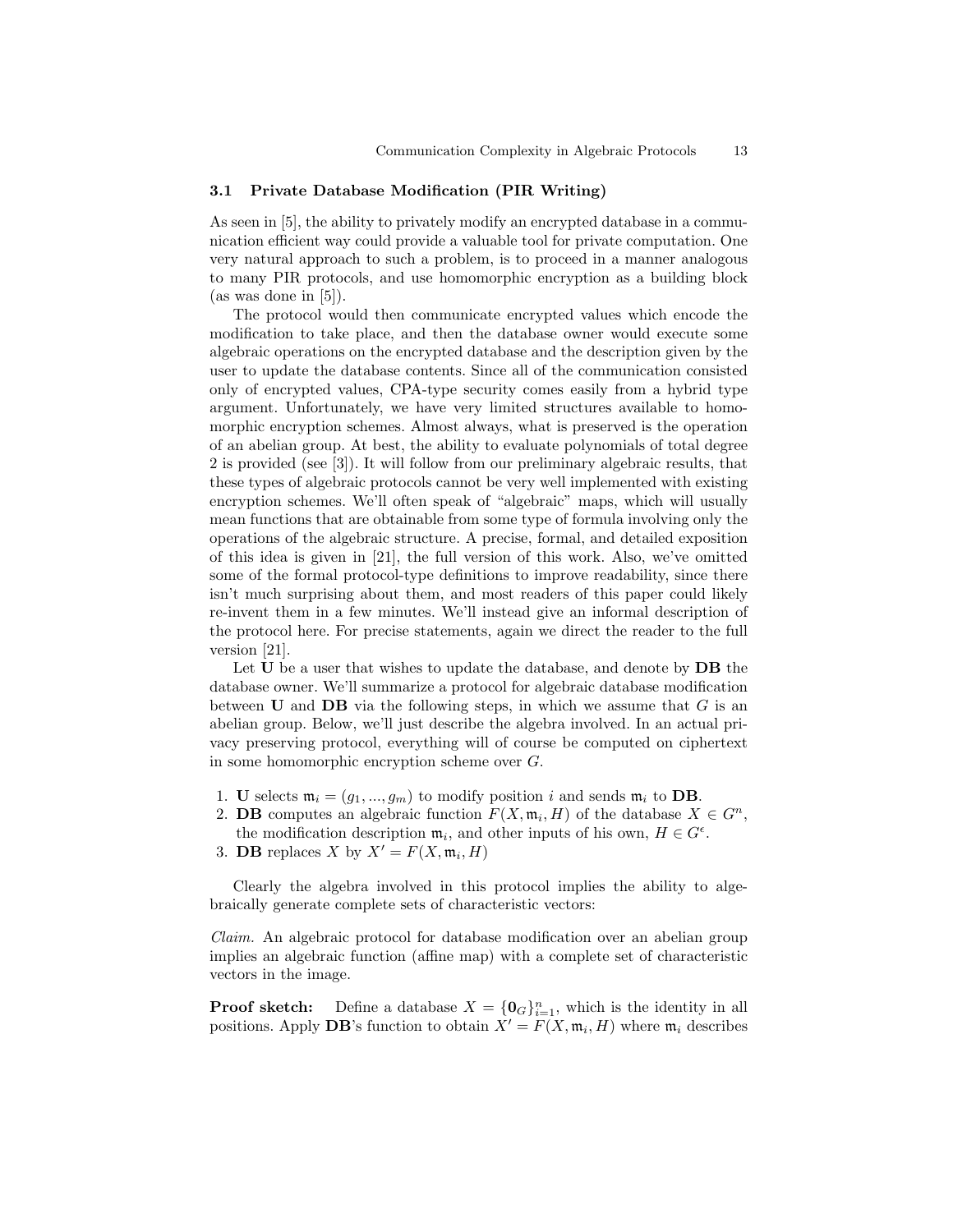### 3.1 Private Database Modification (PIR Writing)

As seen in [5], the ability to privately modify an encrypted database in a communication efficient way could provide a valuable tool for private computation. One very natural approach to such a problem, is to proceed in a manner analogous to many PIR protocols, and use homomorphic encryption as a building block (as was done in [5]).

The protocol would then communicate encrypted values which encode the modification to take place, and then the database owner would execute some algebraic operations on the encrypted database and the description given by the user to update the database contents. Since all of the communication consisted only of encrypted values, CPA-type security comes easily from a hybrid type argument. Unfortunately, we have very limited structures available to homomorphic encryption schemes. Almost always, what is preserved is the operation of an abelian group. At best, the ability to evaluate polynomials of total degree 2 is provided (see [3]). It will follow from our preliminary algebraic results, that these types of algebraic protocols cannot be very well implemented with existing encryption schemes. We'll often speak of "algebraic" maps, which will usually mean functions that are obtainable from some type of formula involving only the operations of the algebraic structure. A precise, formal, and detailed exposition of this idea is given in [21], the full version of this work. Also, we've omitted some of the formal protocol-type definitions to improve readability, since there isn't much surprising about them, and most readers of this paper could likely re-invent them in a few minutes. We'll instead give an informal description of the protocol here. For precise statements, again we direct the reader to the full version [21].

Let **U** be a user that wishes to update the database, and denote by **DB** the database owner. We'll summarize a protocol for algebraic database modification between **U** and **DB** via the following steps, in which we assume that $G$ is an abelian group. Below, we'll just describe the algebra involved. In an actual privacy preserving protocol, everything will of course be computed on ciphertext in some homomorphic encryption scheme over $G$.

1. **U** selects $\mathfrak{m}_i = (g_1, ..., g_m)$ to modify position $i$ and sends $\mathfrak{m}_i$ to **DB**.
2. **DB** computes an algebraic function $F(X, \mathfrak{m}_i, H)$ of the database $X \in G^n$, the modification description $\mathfrak{m}_i$, and other inputs of his own, $H \in G^\epsilon$.
3. **DB** replaces $X$ by $X' = F(X, \mathfrak{m}_i, H)$

Clearly the algebra involved in this protocol implies the ability to algebraically generate complete sets of characteristic vectors:

*Claim.* An algebraic protocol for database modification over an abelian group implies an algebraic function (affine map) with a complete set of characteristic vectors in the image.

**Proof sketch:** Define a database $X = \{\mathbf{0}_G\}_{i=1}^n$, which is the identity in all positions. Apply **DB**'s function to obtain $X' = F(X, \mathfrak{m}_i, H)$ where $\mathfrak{m}_i$ describes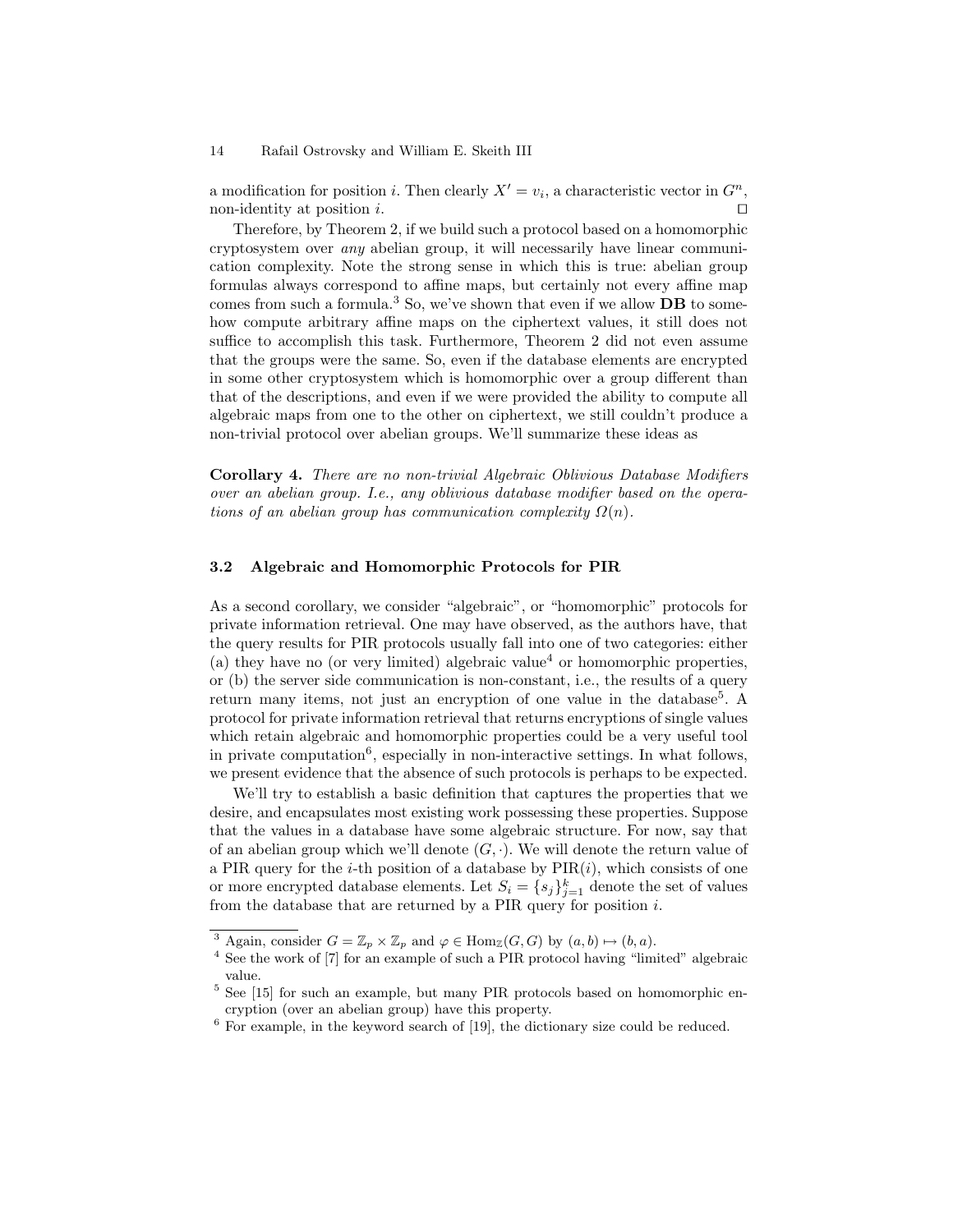a modification for position $i$. Then clearly $X' = v_i$, a characteristic vector in $G^n$, non-identity at position $i$. □

Therefore, by Theorem 2, if we build such a protocol based on a homomorphic cryptosystem over *any* abelian group, it will necessarily have linear communication complexity. Note the strong sense in which this is true: abelian group formulas always correspond to affine maps, but certainly not every affine map comes from such a formula.[3] So, we've shown that even if we allow **DB** to somehow compute arbitrary affine maps on the ciphertext values, it still does not suffice to accomplish this task. Furthermore, Theorem 2 did not even assume that the groups were the same. So, even if the database elements are encrypted in some other cryptosystem which is homomorphic over a group different than that of the descriptions, and even if we were provided the ability to compute all algebraic maps from one to the other on ciphertext, we still couldn't produce a non-trivial protocol over abelian groups. We'll summarize these ideas as

**Corollary 4.** *There are no non-trivial Algebraic Oblivious Database Modifiers over an abelian group. I.e., any oblivious database modifier based on the operations of an abelian group has communication complexity $\Omega(n)$.*

### 3.2 Algebraic and Homomorphic Protocols for PIR

As a second corollary, we consider "algebraic", or "homomorphic" protocols for private information retrieval. One may have observed, as the authors have, that the query results for PIR protocols usually fall into one of two categories: either (a) they have no (or very limited) algebraic value[4] or homomorphic properties, or (b) the server side communication is non-constant, i.e., the results of a query return many items, not just an encryption of one value in the database[5]. A protocol for private information retrieval that returns encryptions of single values which retain algebraic and homomorphic properties could be a very useful tool in private computation[6], especially in non-interactive settings. In what follows, we present evidence that the absence of such protocols is perhaps to be expected.

We'll try to establish a basic definition that captures the properties that we desire, and encapsulates most existing work possessing these properties. Suppose that the values in a database have some algebraic structure. For now, say that of an abelian group which we'll denote $(G, \cdot)$. We will denote the return value of a PIR query for the $i$-th position of a database by $\mathrm{PIR}(i)$, which consists of one or more encrypted database elements. Let $S_i = \{s_j\}_{j=1}^{k}$ denote the set of values from the database that are returned by a PIR query for position $i$.

---

[3] Again, consider $G = \mathbb{Z}_p \times \mathbb{Z}_p$ and $\varphi \in \mathrm{Hom}_{\mathbb{Z}}(G, G)$ by $(a, b) \mapsto (b, a)$.

[4] See the work of [7] for an example of such a PIR protocol having "limited" algebraic value.

[5] See [15] for such an example, but many PIR protocols based on homomorphic encryption (over an abelian group) have this property.

[6] For example, in the keyword search of [19], the dictionary size could be reduced.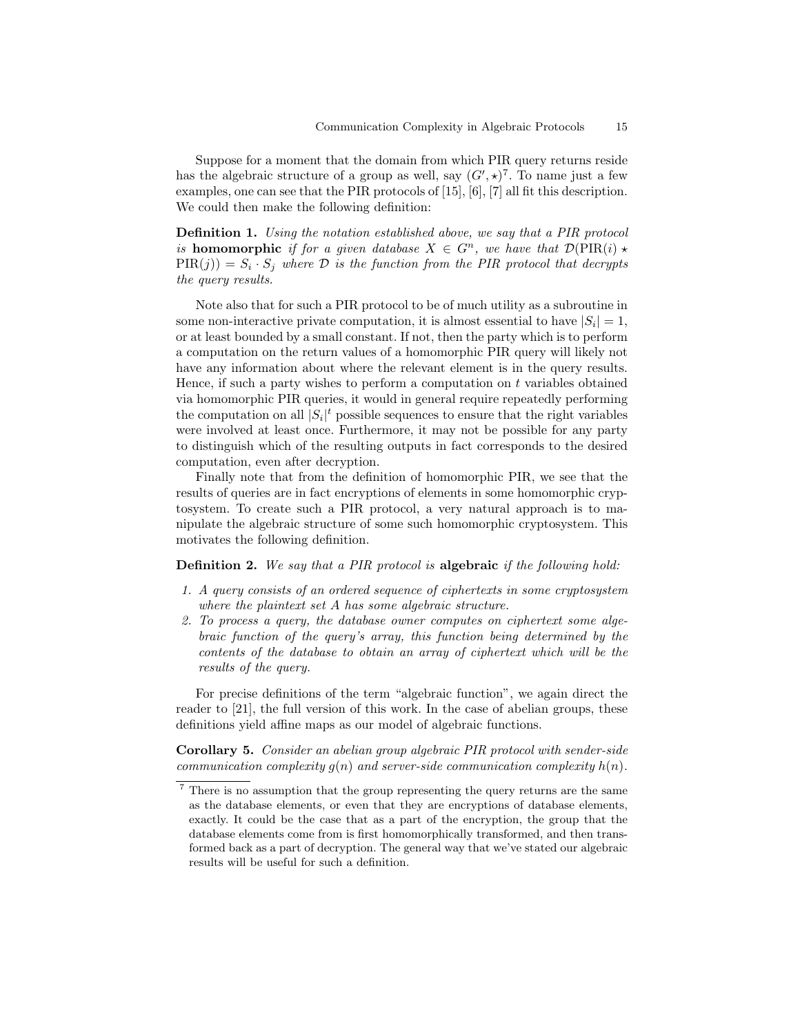Suppose for a moment that the domain from which PIR query returns reside has the algebraic structure of a group as well, say $(G', \star)$[7]. To name just a few examples, one can see that the PIR protocols of [15], [6], [7] all fit this description. We could then make the following definition:

**Definition 1.** *Using the notation established above, we say that a PIR protocol is* **homomorphic** *if for a given database $X \in G^n$, we have that $\mathcal{D}(\mathrm{PIR}(i) \star \mathrm{PIR}(j)) = S_i \cdot S_j$ where $\mathcal{D}$ is the function from the PIR protocol that decrypts the query results.*

Note also that for such a PIR protocol to be of much utility as a subroutine in some non-interactive private computation, it is almost essential to have $|S_i| = 1$, or at least bounded by a small constant. If not, then the party which is to perform a computation on the return values of a homomorphic PIR query will likely not have any information about where the relevant element is in the query results. Hence, if such a party wishes to perform a computation on $t$ variables obtained via homomorphic PIR queries, it would in general require repeatedly performing the computation on all $|S_i|^t$ possible sequences to ensure that the right variables were involved at least once. Furthermore, it may not be possible for any party to distinguish which of the resulting outputs in fact corresponds to the desired computation, even after decryption.

Finally note that from the definition of homomorphic PIR, we see that the results of queries are in fact encryptions of elements in some homomorphic cryptosystem. To create such a PIR protocol, a very natural approach is to manipulate the algebraic structure of some such homomorphic cryptosystem. This motivates the following definition.

**Definition 2.** *We say that a PIR protocol is* **algebraic** *if the following hold:*

1. *A query consists of an ordered sequence of ciphertexts in some cryptosystem where the plaintext set $A$ has some algebraic structure.*
2. *To process a query, the database owner computes on ciphertext some algebraic function of the query's array, this function being determined by the contents of the database to obtain an array of ciphertext which will be the results of the query.*

For precise definitions of the term "algebraic function", we again direct the reader to [21], the full version of this work. In the case of abelian groups, these definitions yield affine maps as our model of algebraic functions.

**Corollary 5.** *Consider an abelian group algebraic PIR protocol with sender-side communication complexity $g(n)$ and server-side communication complexity $h(n)$.*

[7] There is no assumption that the group representing the query returns are the same as the database elements, or even that they are encryptions of database elements, exactly. It could be the case that as a part of the encryption, the group that the database elements come from is first homomorphically transformed, and then transformed back as a part of decryption. The general way that we've stated our algebraic results will be useful for such a definition.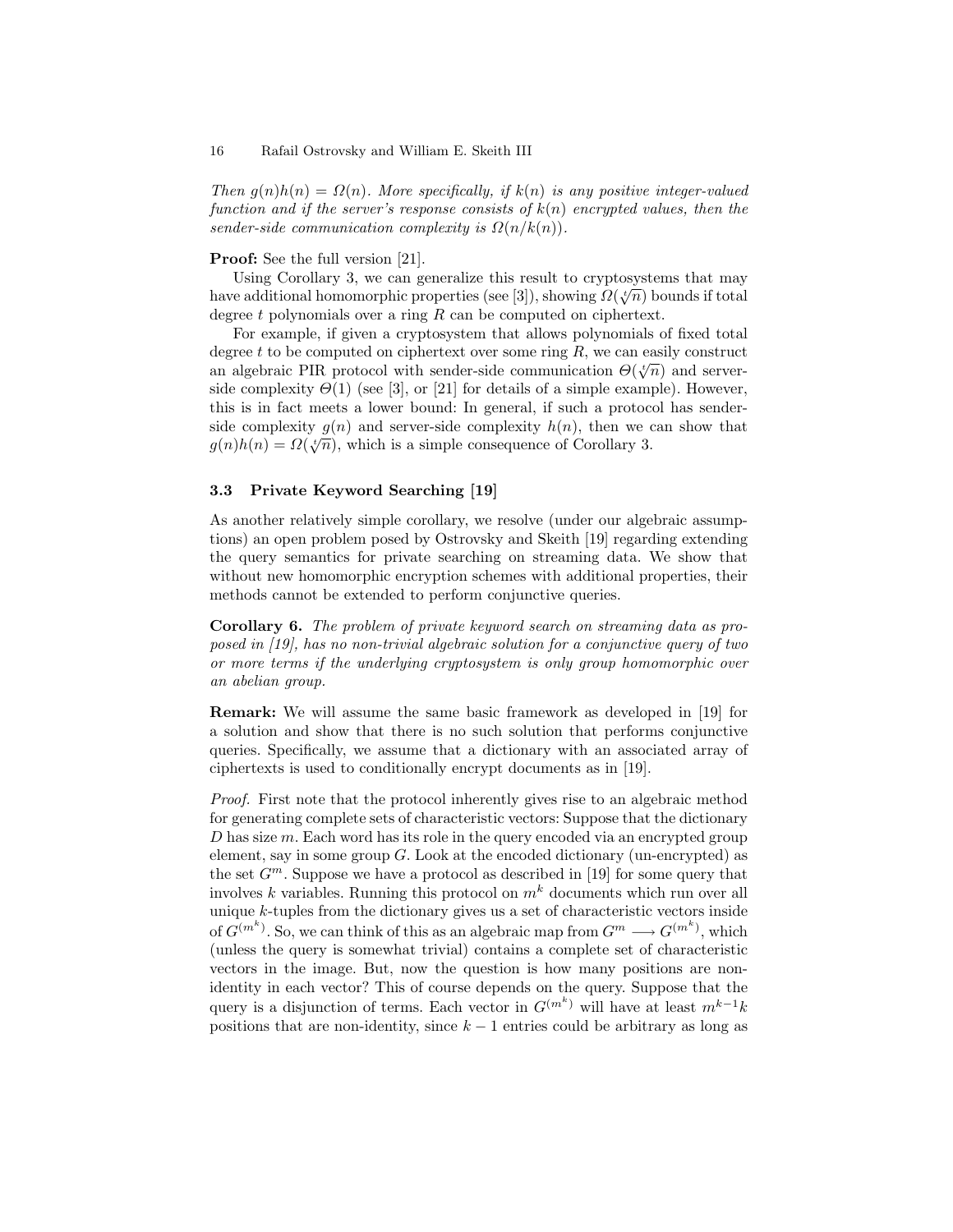*Then $g(n)h(n) = \Omega(n)$. More specifically, if $k(n)$ is any positive integer-valued function and if the server's response consists of $k(n)$ encrypted values, then the sender-side communication complexity is $\Omega(n/k(n))$.*

**Proof:** See the full version [21].

Using Corollary 3, we can generalize this result to cryptosystems that may have additional homomorphic properties (see [3]), showing $\Omega(\sqrt[t]{n})$ bounds if total degree $t$ polynomials over a ring $R$ can be computed on ciphertext.

For example, if given a cryptosystem that allows polynomials of fixed total degree $t$ to be computed on ciphertext over some ring $R$, we can easily construct an algebraic PIR protocol with sender-side communication $\Theta(\sqrt[t]{n})$ and server-side complexity $\Theta(1)$ (see [3], or [21] for details of a simple example). However, this is in fact meets a lower bound: In general, if such a protocol has sender-side complexity $g(n)$ and server-side complexity $h(n)$, then we can show that $g(n)h(n) = \Omega(\sqrt[t]{n})$, which is a simple consequence of Corollary 3.

### 3.3 Private Keyword Searching [19]

As another relatively simple corollary, we resolve (under our algebraic assumptions) an open problem posed by Ostrovsky and Skeith [19] regarding extending the query semantics for private searching on streaming data. We show that without new homomorphic encryption schemes with additional properties, their methods cannot be extended to perform conjunctive queries.

**Corollary 6.** *The problem of private keyword search on streaming data as proposed in [19], has no non-trivial algebraic solution for a conjunctive query of two or more terms if the underlying cryptosystem is only group homomorphic over an abelian group.*

**Remark:** We will assume the same basic framework as developed in [19] for a solution and show that there is no such solution that performs conjunctive queries. Specifically, we assume that a dictionary with an associated array of ciphertexts is used to conditionally encrypt documents as in [19].

*Proof.* First note that the protocol inherently gives rise to an algebraic method for generating complete sets of characteristic vectors: Suppose that the dictionary $D$ has size $m$. Each word has its role in the query encoded via an encrypted group element, say in some group $G$. Look at the encoded dictionary (un-encrypted) as the set $G^m$. Suppose we have a protocol as described in [19] for some query that involves $k$ variables. Running this protocol on $m^k$ documents which run over all unique $k$-tuples from the dictionary gives us a set of characteristic vectors inside of $G^{(m^k)}$. So, we can think of this as an algebraic map from $G^m \longrightarrow G^{(m^k)}$, which (unless the query is somewhat trivial) contains a complete set of characteristic vectors in the image. But, now the question is how many positions are non-identity in each vector? This of course depends on the query. Suppose that the query is a disjunction of terms. Each vector in $G^{(m^k)}$ will have at least $m^{k-1}k$ positions that are non-identity, since $k-1$ entries could be arbitrary as long as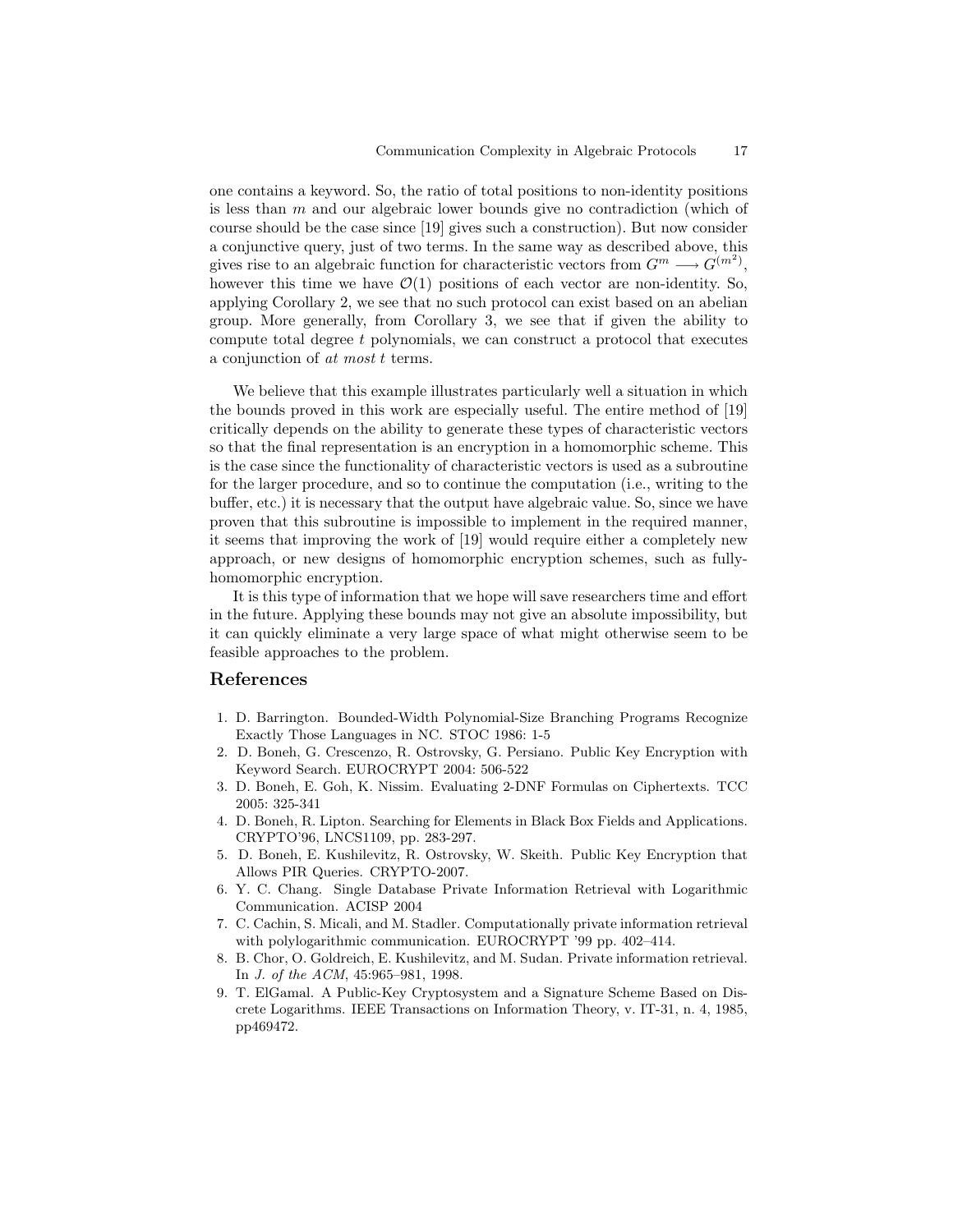one contains a keyword. So, the ratio of total positions to non-identity positions is less than $m$ and our algebraic lower bounds give no contradiction (which of course should be the case since [19] gives such a construction). But now consider a conjunctive query, just of two terms. In the same way as described above, this gives rise to an algebraic function for characteristic vectors from $G^m \longrightarrow G^{(m^2)}$, however this time we have $\mathcal{O}(1)$ positions of each vector are non-identity. So, applying Corollary 2, we see that no such protocol can exist based on an abelian group. More generally, from Corollary 3, we see that if given the ability to compute total degree $t$ polynomials, we can construct a protocol that executes a conjunction of *at most* $t$ terms.

We believe that this example illustrates particularly well a situation in which the bounds proved in this work are especially useful. The entire method of [19] critically depends on the ability to generate these types of characteristic vectors so that the final representation is an encryption in a homomorphic scheme. This is the case since the functionality of characteristic vectors is used as a subroutine for the larger procedure, and so to continue the computation (i.e., writing to the buffer, etc.) it is necessary that the output have algebraic value. So, since we have proven that this subroutine is impossible to implement in the required manner, it seems that improving the work of [19] would require either a completely new approach, or new designs of homomorphic encryption schemes, such as fully-homomorphic encryption.

It is this type of information that we hope will save researchers time and effort in the future. Applying these bounds may not give an absolute impossibility, but it can quickly eliminate a very large space of what might otherwise seem to be feasible approaches to the problem.

## References

1. D. Barrington. Bounded-Width Polynomial-Size Branching Programs Recognize Exactly Those Languages in NC. STOC 1986: 1-5
2. D. Boneh, G. Crescenzo, R. Ostrovsky, G. Persiano. Public Key Encryption with Keyword Search. EUROCRYPT 2004: 506-522
3. D. Boneh, E. Goh, K. Nissim. Evaluating 2-DNF Formulas on Ciphertexts. TCC 2005: 325-341
4. D. Boneh, R. Lipton. Searching for Elements in Black Box Fields and Applications. CRYPTO'96, LNCS1109, pp. 283-297.
5. D. Boneh, E. Kushilevitz, R. Ostrovsky, W. Skeith. Public Key Encryption that Allows PIR Queries. CRYPTO-2007.
6. Y. C. Chang. Single Database Private Information Retrieval with Logarithmic Communication. ACISP 2004
7. C. Cachin, S. Micali, and M. Stadler. Computationally private information retrieval with polylogarithmic communication. EUROCRYPT '99 pp. 402–414.
8. B. Chor, O. Goldreich, E. Kushilevitz, and M. Sudan. Private information retrieval. In *J. of the ACM*, 45:965–981, 1998.
9. T. ElGamal. A Public-Key Cryptosystem and a Signature Scheme Based on Discrete Logarithms. IEEE Transactions on Information Theory, v. IT-31, n. 4, 1985, pp469472.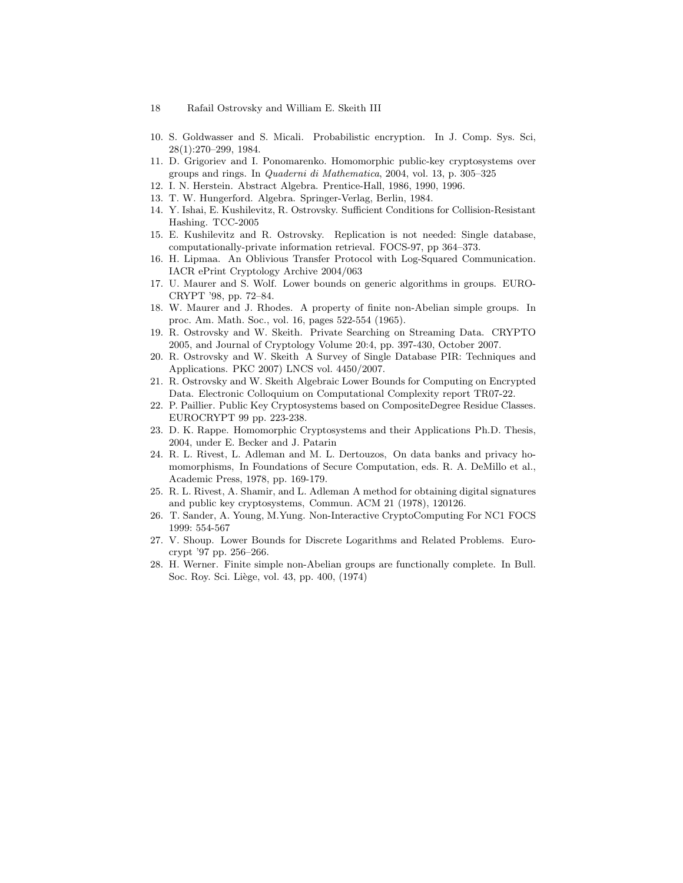10. S. Goldwasser and S. Micali. Probabilistic encryption. In J. Comp. Sys. Sci, 28(1):270–299, 1984.
11. D. Grigoriev and I. Ponomarenko. Homomorphic public-key cryptosystems over groups and rings. In *Quaderni di Mathematica*, 2004, vol. 13, p. 305–325
12. I. N. Herstein. Abstract Algebra. Prentice-Hall, 1986, 1990, 1996.
13. T. W. Hungerford. Algebra. Springer-Verlag, Berlin, 1984.
14. Y. Ishai, E. Kushilevitz, R. Ostrovsky. Sufficient Conditions for Collision-Resistant Hashing. TCC-2005
15. E. Kushilevitz and R. Ostrovsky. Replication is not needed: Single database, computationally-private information retrieval. FOCS-97, pp 364–373.
16. H. Lipmaa. An Oblivious Transfer Protocol with Log-Squared Communication. IACR ePrint Cryptology Archive 2004/063
17. U. Maurer and S. Wolf. Lower bounds on generic algorithms in groups. EUROCRYPT '98, pp. 72–84.
18. W. Maurer and J. Rhodes. A property of finite non-Abelian simple groups. In proc. Am. Math. Soc., vol. 16, pages 522-554 (1965).
19. R. Ostrovsky and W. Skeith. Private Searching on Streaming Data. CRYPTO 2005, and Journal of Cryptology Volume 20:4, pp. 397-430, October 2007.
20. R. Ostrovsky and W. Skeith A Survey of Single Database PIR: Techniques and Applications. PKC 2007) LNCS vol. 4450/2007.
21. R. Ostrovsky and W. Skeith Algebraic Lower Bounds for Computing on Encrypted Data. Electronic Colloquium on Computational Complexity report TR07-22.
22. P. Paillier. Public Key Cryptosystems based on CompositeDegree Residue Classes. EUROCRYPT 99 pp. 223-238.
23. D. K. Rappe. Homomorphic Cryptosystems and their Applications Ph.D. Thesis, 2004, under E. Becker and J. Patarin
24. R. L. Rivest, L. Adleman and M. L. Dertouzos, On data banks and privacy homomorphisms, In Foundations of Secure Computation, eds. R. A. DeMillo et al., Academic Press, 1978, pp. 169-179.
25. R. L. Rivest, A. Shamir, and L. Adleman A method for obtaining digital signatures and public key cryptosystems, Commun. ACM 21 (1978), 120126.
26. T. Sander, A. Young, M.Yung. Non-Interactive CryptoComputing For NC1 FOCS 1999: 554-567
27. V. Shoup. Lower Bounds for Discrete Logarithms and Related Problems. Eurocrypt '97 pp. 256–266.
28. H. Werner. Finite simple non-Abelian groups are functionally complete. In Bull. Soc. Roy. Sci. Liège, vol. 43, pp. 400, (1974)